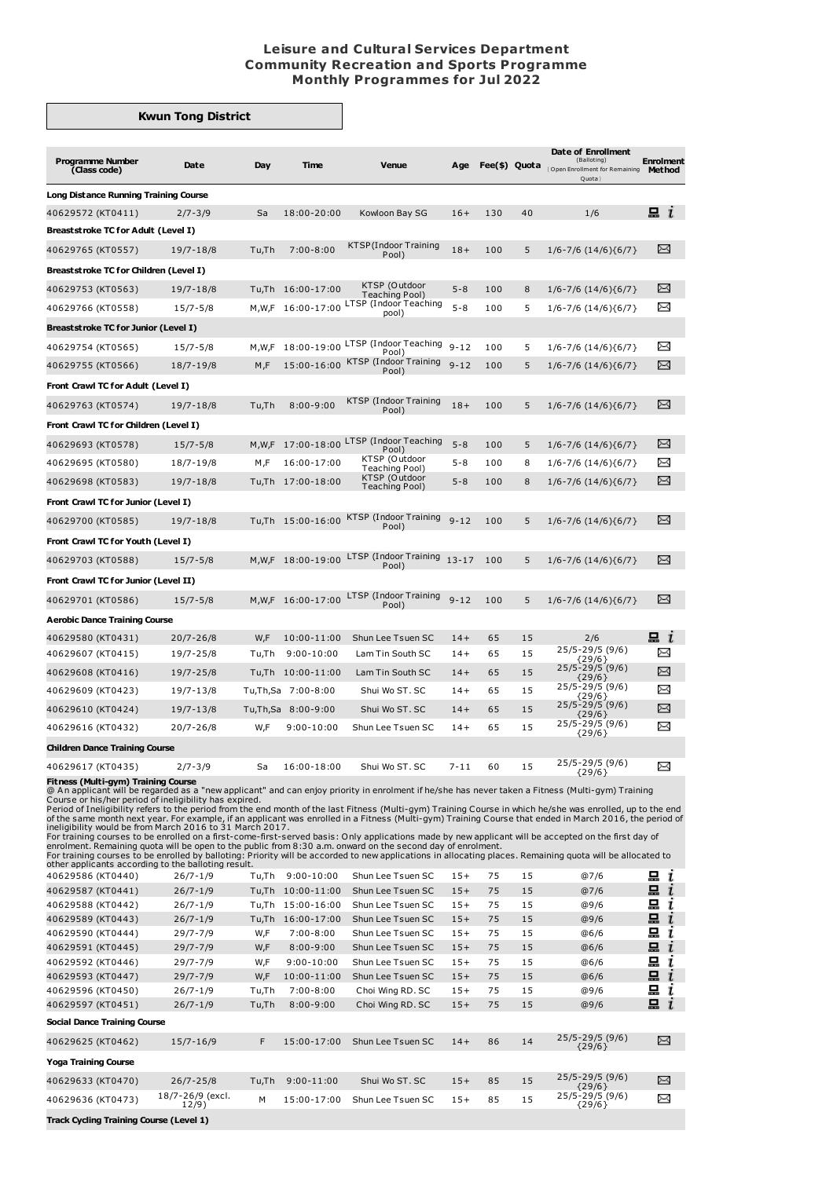**Leisure and Cultural Services Department**
**Community Recreation and Sports Programme**
**Monthly Programmes for Jul 2022**

## Kwun Tong District

| Programme Number (Class code) | Date | Day | Time | Venue | Age | Fee($) | Quota | Date of Enrollment (Balloting) (Open Enrollment for Remaining Quota) | Enrolment Method |
|---|---|---|---|---|---|---|---|---|---|
| **Long Distance Running Training Course** | | | | | | | | | |
| 40629572 (KT0411) | 2/7-3/9 | Sa | 18:00-20:00 | Kowloon Bay SG | 16+ | 130 | 40 | 1/6 | 💻 i |
| **Breaststroke TC for Adult (Level I)** | | | | | | | | | |
| 40629765 (KT0557) | 19/7-18/8 | Tu,Th | 7:00-8:00 | KTSP(Indoor Training Pool) | 18+ | 100 | 5 | 1/6-7/6 (14/6){6/7} | ✉ |
| **Breaststroke TC for Children (Level I)** | | | | | | | | | |
| 40629753 (KT0563) | 19/7-18/8 | Tu,Th | 16:00-17:00 | KTSP (Outdoor Teaching Pool) | 5-8 | 100 | 8 | 1/6-7/6 (14/6){6/7} | ✉ |
| 40629766 (KT0558) | 15/7-5/8 | M,W,F | 16:00-17:00 | LTSP (Indoor Teaching pool) | 5-8 | 100 | 5 | 1/6-7/6 (14/6){6/7} | ✉ |
| **Breaststroke TC for Junior (Level I)** | | | | | | | | | |
| 40629754 (KT0565) | 15/7-5/8 | M,W,F | 18:00-19:00 | LTSP (Indoor Teaching Pool) | 9-12 | 100 | 5 | 1/6-7/6 (14/6){6/7} | ✉ |
| 40629755 (KT0566) | 18/7-19/8 | M,F | 15:00-16:00 | KTSP (Indoor Training Pool) | 9-12 | 100 | 5 | 1/6-7/6 (14/6){6/7} | ✉ |
| **Front Crawl TC for Adult (Level I)** | | | | | | | | | |
| 40629763 (KT0574) | 19/7-18/8 | Tu,Th | 8:00-9:00 | KTSP (Indoor Training Pool) | 18+ | 100 | 5 | 1/6-7/6 (14/6){6/7} | ✉ |
| **Front Crawl TC for Children (Level I)** | | | | | | | | | |
| 40629693 (KT0578) | 15/7-5/8 | M,W,F | 17:00-18:00 | LTSP (Indoor Teaching Pool) | 5-8 | 100 | 5 | 1/6-7/6 (14/6){6/7} | ✉ |
| 40629695 (KT0580) | 18/7-19/8 | M,F | 16:00-17:00 | KTSP (Outdoor Teaching Pool) | 5-8 | 100 | 8 | 1/6-7/6 (14/6){6/7} | ✉ |
| 40629698 (KT0583) | 19/7-18/8 | Tu,Th | 17:00-18:00 | KTSP (Outdoor Teaching Pool) | 5-8 | 100 | 8 | 1/6-7/6 (14/6){6/7} | ✉ |
| **Front Crawl TC for Junior (Level I)** | | | | | | | | | |
| 40629700 (KT0585) | 19/7-18/8 | Tu,Th | 15:00-16:00 | KTSP (Indoor Training Pool) | 9-12 | 100 | 5 | 1/6-7/6 (14/6){6/7} | ✉ |
| **Front Crawl TC for Youth (Level I)** | | | | | | | | | |
| 40629703 (KT0588) | 15/7-5/8 | M,W,F | 18:00-19:00 | LTSP (Indoor Training Pool) | 13-17 | 100 | 5 | 1/6-7/6 (14/6){6/7} | ✉ |
| **Front Crawl TC for Junior (Level II)** | | | | | | | | | |
| 40629701 (KT0586) | 15/7-5/8 | M,W,F | 16:00-17:00 | LTSP (Indoor Training Pool) | 9-12 | 100 | 5 | 1/6-7/6 (14/6){6/7} | ✉ |
| **Aerobic Dance Training Course** | | | | | | | | | |
| 40629580 (KT0431) | 20/7-26/8 | W,F | 10:00-11:00 | Shun Lee Tsuen SC | 14+ | 65 | 15 | 2/6 | 💻 i |
| 40629607 (KT0415) | 19/7-25/8 | Tu,Th | 9:00-10:00 | Lam Tin South SC | 14+ | 65 | 15 | 25/5-29/5 (9/6) {29/6} | ✉ |
| 40629608 (KT0416) | 19/7-25/8 | Tu,Th | 10:00-11:00 | Lam Tin South SC | 14+ | 65 | 15 | 25/5-29/5 (9/6) {29/6} | ✉ |
| 40629609 (KT0423) | 19/7-13/8 | Tu,Th,Sa | 7:00-8:00 | Shui Wo ST. SC | 14+ | 65 | 15 | 25/5-29/5 (9/6) {29/6} | ✉ |
| 40629610 (KT0424) | 19/7-13/8 | Tu,Th,Sa | 8:00-9:00 | Shui Wo ST. SC | 14+ | 65 | 15 | 25/5-29/5 (9/6) {29/6} | ✉ |
| 40629616 (KT0432) | 20/7-26/8 | W,F | 9:00-10:00 | Shun Lee Tsuen SC | 14+ | 65 | 15 | 25/5-29/5 (9/6) {29/6} | ✉ |
| **Children Dance Training Course** | | | | | | | | | |
| 40629617 (KT0435) | 2/7-3/9 | Sa | 16:00-18:00 | Shui Wo ST. SC | 7-11 | 60 | 15 | 25/5-29/5 (9/6) {29/6} | ✉ |

**Fitness (Multi-gym) Training Course**

@ An applicant will be regarded as a "new applicant" and can enjoy priority in enrolment if he/she has never taken a Fitness (Multi-gym) Training Course or his/her period of ineligibility has expired.
Period of Ineligibility refers to the period from the end month of the last Fitness (Multi-gym) Training Course in which he/she was enrolled, up to the end of the same month next year. For example, if an applicant was enrolled in a Fitness (Multi-gym) Training Course that ended in March 2016, the period of ineligibility would be from March 2016 to 31 March 2017.
For training courses to be enrolled on a first-come-first-served basis: Only applications made by new applicant will be accepted on the first day of enrolment. Remaining quota will be open to the public from 8:30 a.m. onward on the second day of enrolment.
For training courses to be enrolled by balloting: Priority will be accorded to new applications in allocating places. Remaining quota will be allocated to other applicants according to the balloting result.

| Programme Number (Class code) | Date | Day | Time | Venue | Age | Fee($) | Quota | Date of Enrollment (Balloting) (Open Enrollment for Remaining Quota) | Enrolment Method |
|---|---|---|---|---|---|---|---|---|---|
| 40629586 (KT0440) | 26/7-1/9 | Tu,Th | 9:00-10:00 | Shun Lee Tsuen SC | 15+ | 75 | 15 | @7/6 | 💻 i |
| 40629587 (KT0441) | 26/7-1/9 | Tu,Th | 10:00-11:00 | Shun Lee Tsuen SC | 15+ | 75 | 15 | @7/6 | 💻 i |
| 40629588 (KT0442) | 26/7-1/9 | Tu,Th | 15:00-16:00 | Shun Lee Tsuen SC | 15+ | 75 | 15 | @9/6 | 💻 i |
| 40629589 (KT0443) | 26/7-1/9 | Tu,Th | 16:00-17:00 | Shun Lee Tsuen SC | 15+ | 75 | 15 | @9/6 | 💻 i |
| 40629590 (KT0444) | 29/7-7/9 | W,F | 7:00-8:00 | Shun Lee Tsuen SC | 15+ | 75 | 15 | @6/6 | 💻 i |
| 40629591 (KT0445) | 29/7-7/9 | W,F | 8:00-9:00 | Shun Lee Tsuen SC | 15+ | 75 | 15 | @6/6 | 💻 i |
| 40629592 (KT0446) | 29/7-7/9 | W,F | 9:00-10:00 | Shun Lee Tsuen SC | 15+ | 75 | 15 | @6/6 | 💻 i |
| 40629593 (KT0447) | 29/7-7/9 | W,F | 10:00-11:00 | Shun Lee Tsuen SC | 15+ | 75 | 15 | @6/6 | 💻 i |
| 40629596 (KT0450) | 26/7-1/9 | Tu,Th | 7:00-8:00 | Choi Wing RD. SC | 15+ | 75 | 15 | @9/6 | 💻 i |
| 40629597 (KT0451) | 26/7-1/9 | Tu,Th | 8:00-9:00 | Choi Wing RD. SC | 15+ | 75 | 15 | @9/6 | 💻 i |
| **Social Dance Training Course** | | | | | | | | | |
| 40629625 (KT0462) | 15/7-16/9 | F | 15:00-17:00 | Shun Lee Tsuen SC | 14+ | 86 | 14 | 25/5-29/5 (9/6) {29/6} | ✉ |
| **Yoga Training Course** | | | | | | | | | |
| 40629633 (KT0470) | 26/7-25/8 | Tu,Th | 9:00-11:00 | Shui Wo ST. SC | 15+ | 85 | 15 | 25/5-29/5 (9/6) {29/6} | ✉ |
| 40629636 (KT0473) | 18/7-26/9 (excl. 12/9) | M | 15:00-17:00 | Shun Lee Tsuen SC | 15+ | 85 | 15 | 25/5-29/5 (9/6) {29/6} | ✉ |
| **Track Cycling Training Course (Level 1)** | | | | | | | | | |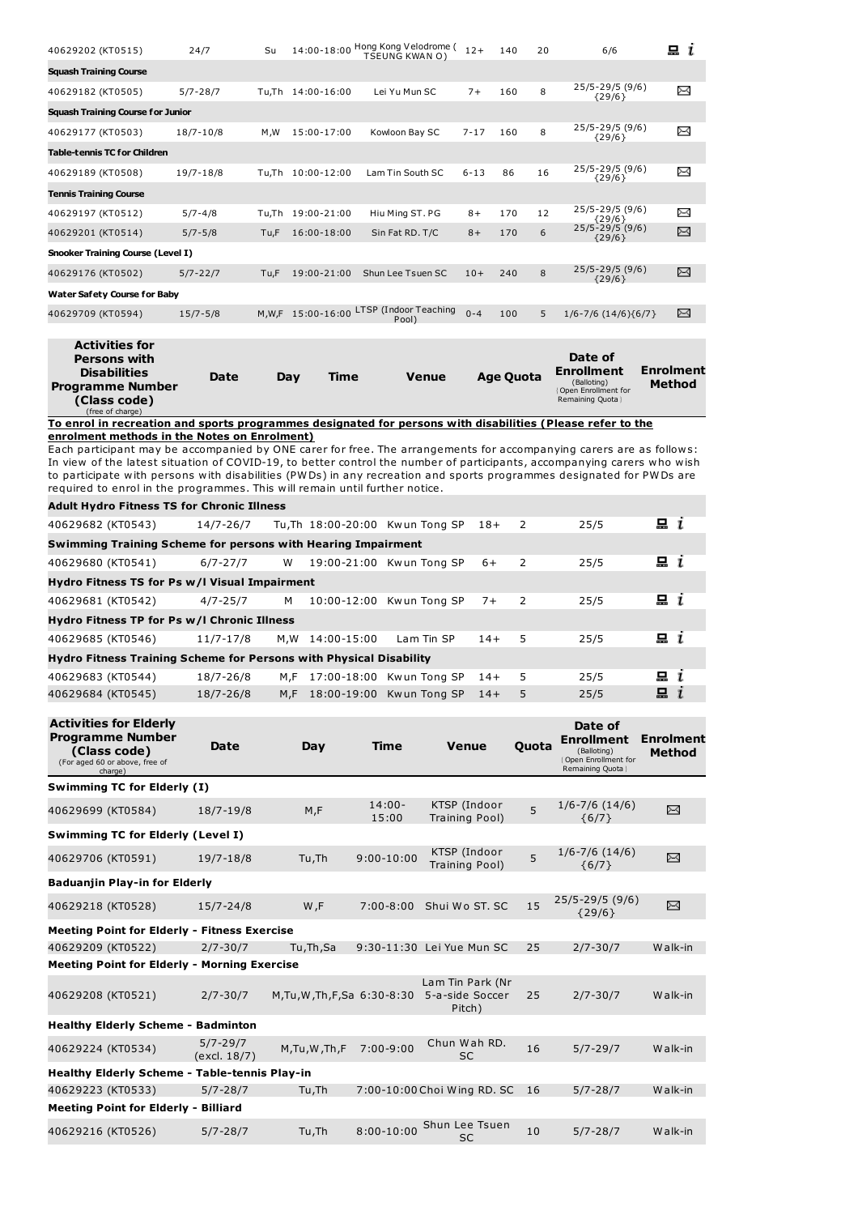| | | | | | | | | | |
|---|---|---|---|---|---|---|---|---|---|
| 40629202 (KT0515) | 24/7 | Su | 14:00-18:00 | Hong Kong Velodrome ( TSEUNG KWAN O) | 12+ | 140 | 20 | 6/6 | 💻 i |
| **Squash Training Course** | | | | | | | | | |
| 40629182 (KT0505) | 5/7-28/7 | Tu,Th | 14:00-16:00 | Lei Yu Mun SC | 7+ | 160 | 8 | 25/5-29/5 (9/6) {29/6} | ✉ |
| **Squash Training Course for Junior** | | | | | | | | | |
| 40629177 (KT0503) | 18/7-10/8 | M,W | 15:00-17:00 | Kowloon Bay SC | 7-17 | 160 | 8 | 25/5-29/5 (9/6) {29/6} | ✉ |
| **Table-tennis TC for Children** | | | | | | | | | |
| 40629189 (KT0508) | 19/7-18/8 | Tu,Th | 10:00-12:00 | Lam Tin South SC | 6-13 | 86 | 16 | 25/5-29/5 (9/6) {29/6} | ✉ |
| **Tennis Training Course** | | | | | | | | | |
| 40629197 (KT0512) | 5/7-4/8 | Tu,Th | 19:00-21:00 | Hiu Ming ST. PG | 8+ | 170 | 12 | 25/5-29/5 (9/6) {29/6} | ✉ |
| 40629201 (KT0514) | 5/7-5/8 | Tu,F | 16:00-18:00 | Sin Fat RD. T/C | 8+ | 170 | 6 | 25/5-29/5 (9/6) {29/6} | ✉ |
| **Snooker Training Course (Level I)** | | | | | | | | | |
| 40629176 (KT0502) | 5/7-22/7 | Tu,F | 19:00-21:00 | Shun Lee Tsuen SC | 10+ | 240 | 8 | 25/5-29/5 (9/6) {29/6} | ✉ |
| **Water Safety Course for Baby** | | | | | | | | | |
| 40629709 (KT0594) | 15/7-5/8 | M,W,F | 15:00-16:00 | LTSP (Indoor Teaching Pool) | 0-4 | 100 | 5 | 1/6-7/6 (14/6){6/7} | ✉ |

| Activities for Persons with Disabilities Programme Number (Class code) (free of charge) | Date | Day | Time | Venue | Age | Quota | Date of Enrollment (Balloting) {Open Enrollment for Remaining Quota} | Enrolment Method |
|---|---|---|---|---|---|---|---|---|
| **To enrol in recreation and sports programmes designated for persons with disabilities (Please refer to the enrolment methods in the Notes on Enrolment)** Each participant may be accompanied by ONE carer for free. The arrangements for accompanying carers are as follows: In view of the latest situation of COVID-19, to better control the number of participants, accompanying carers who wish to participate with persons with disabilities (PWDs) in any recreation and sports programmes designated for PWDs are required to enrol in the programmes. This will remain until further notice. | | | | | | | | |
| **Adult Hydro Fitness TS for Chronic Illness** | | | | | | | | |
| 40629682 (KT0543) | 14/7-26/7 | Tu,Th | 18:00-20:00 | Kwun Tong SP | 18+ | 2 | 25/5 | 💻 i |
| **Swimming Training Scheme for persons with Hearing Impairment** | | | | | | | | |
| 40629680 (KT0541) | 6/7-27/7 | W | 19:00-21:00 | Kwun Tong SP | 6+ | 2 | 25/5 | 💻 i |
| **Hydro Fitness TS for Ps w/I Visual Impairment** | | | | | | | | |
| 40629681 (KT0542) | 4/7-25/7 | M | 10:00-12:00 | Kwun Tong SP | 7+ | 2 | 25/5 | 💻 i |
| **Hydro Fitness TP for Ps w/I Chronic Illness** | | | | | | | | |
| 40629685 (KT0546) | 11/7-17/8 | M,W | 14:00-15:00 | Lam Tin SP | 14+ | 5 | 25/5 | 💻 i |
| **Hydro Fitness Training Scheme for Persons with Physical Disability** | | | | | | | | |
| 40629683 (KT0544) | 18/7-26/8 | M,F | 17:00-18:00 | Kwun Tong SP | 14+ | 5 | 25/5 | 💻 i |
| 40629684 (KT0545) | 18/7-26/8 | M,F | 18:00-19:00 | Kwun Tong SP | 14+ | 5 | 25/5 | 💻 i |

| Activities for Elderly Programme Number (Class code) (For aged 60 or above, free of charge) | Date | Day | Time | Venue | Quota | Date of Enrollment (Balloting) {Open Enrollment for Remaining Quota} | Enrolment Method |
|---|---|---|---|---|---|---|---|
| **Swimming TC for Elderly (I)** | | | | | | | |
| 40629699 (KT0584) | 18/7-19/8 | M,F | 14:00-15:00 | KTSP (Indoor Training Pool) | 5 | 1/6-7/6 (14/6) {6/7} | ✉ |
| **Swimming TC for Elderly (Level I)** | | | | | | | |
| 40629706 (KT0591) | 19/7-18/8 | Tu,Th | 9:00-10:00 | KTSP (Indoor Training Pool) | 5 | 1/6-7/6 (14/6) {6/7} | ✉ |
| **Baduanjin Play-in for Elderly** | | | | | | | |
| 40629218 (KT0528) | 15/7-24/8 | W,F | 7:00-8:00 | Shui Wo ST. SC | 15 | 25/5-29/5 (9/6) {29/6} | ✉ |
| **Meeting Point for Elderly - Fitness Exercise** | | | | | | | |
| 40629209 (KT0522) | 2/7-30/7 | Tu,Th,Sa | 9:30-11:30 | Lei Yue Mun SC | 25 | 2/7-30/7 | Walk-in |
| **Meeting Point for Elderly - Morning Exercise** | | | | | | | |
| 40629208 (KT0521) | 2/7-30/7 | M,Tu,W,Th,F,Sa | 6:30-8:30 | Lam Tin Park (Nr 5-a-side Soccer Pitch) | 25 | 2/7-30/7 | Walk-in |
| **Healthy Elderly Scheme - Badminton** | | | | | | | |
| 40629224 (KT0534) | 5/7-29/7 (excl. 18/7) | M,Tu,W,Th,F | 7:00-9:00 | Chun Wah RD. SC | 16 | 5/7-29/7 | Walk-in |
| **Healthy Elderly Scheme - Table-tennis Play-in** | | | | | | | |
| 40629223 (KT0533) | 5/7-28/7 | Tu,Th | 7:00-10:00 | Choi Wing RD. SC | 16 | 5/7-28/7 | Walk-in |
| **Meeting Point for Elderly - Billiard** | | | | | | | |
| 40629216 (KT0526) | 5/7-28/7 | Tu,Th | 8:00-10:00 | Shun Lee Tsuen SC | 10 | 5/7-28/7 | Walk-in |